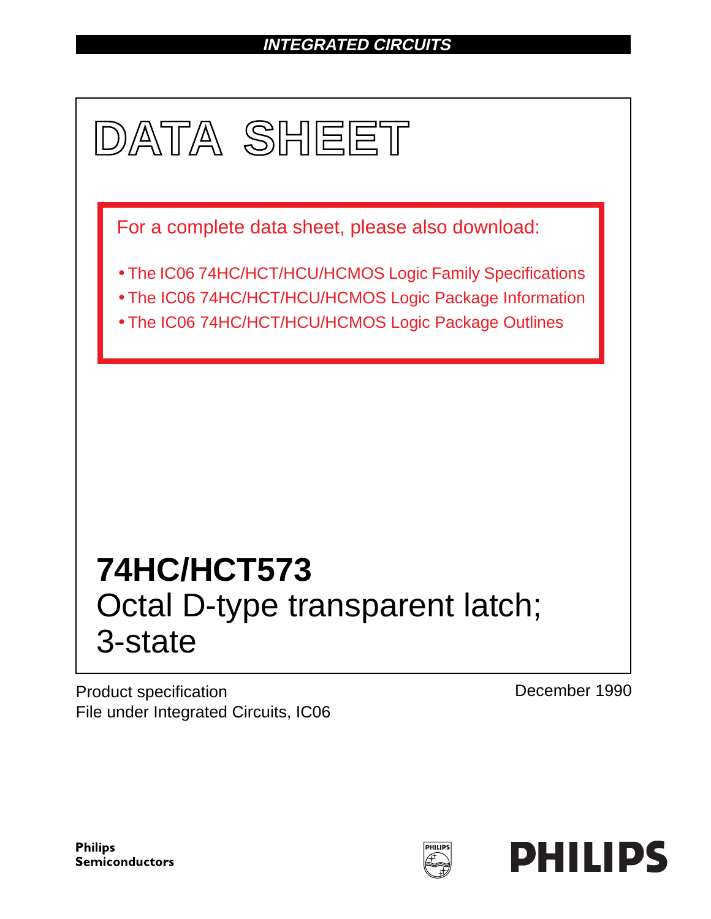INTEGRATED CIRCUITS

# DATA SHEET

For a complete data sheet, please also download:

- The IC06 74HC/HCT/HCU/HCMOS Logic Family Specifications
- The IC06 74HC/HCT/HCU/HCMOS Logic Package Information
- The IC06 74HC/HCT/HCU/HCMOS Logic Package Outlines

## 74HC/HCT573
Octal D-type transparent latch; 3-state

Product specification
File under Integrated Circuits, IC06

December 1990

Philips Semiconductors

PHILIPS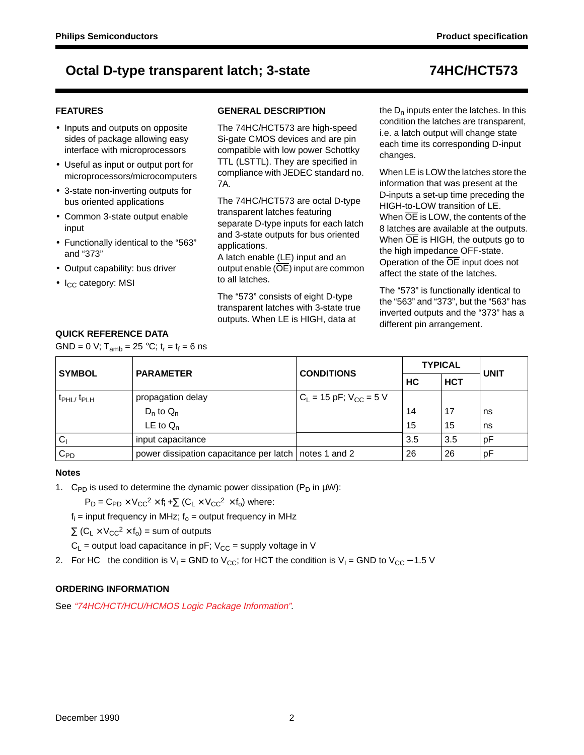# Octal D-type transparent latch; 3-state — 74HC/HCT573

## FEATURES

- Inputs and outputs on opposite sides of package allowing easy interface with microprocessors
- Useful as input or output port for microprocessors/microcomputers
- 3-state non-inverting outputs for bus oriented applications
- Common 3-state output enable input
- Functionally identical to the "563" and "373"
- Output capability: bus driver
- $I_{CC}$ category: MSI

## GENERAL DESCRIPTION

The 74HC/HCT573 are high-speed Si-gate CMOS devices and are pin compatible with low power Schottky TTL (LSTTL). They are specified in compliance with JEDEC standard no. 7A.

The 74HC/HCT573 are octal D-type transparent latches featuring separate D-type inputs for each latch and 3-state outputs for bus oriented applications.
A latch enable (LE) input and an output enable ($\overline{OE}$) input are common to all latches.

The "573" consists of eight D-type transparent latches with 3-state true outputs. When LE is HIGH, data at the $D_n$ inputs enter the latches. In this condition the latches are transparent, i.e. a latch output will change state each time its corresponding D-input changes.

When LE is LOW the latches store the information that was present at the D-inputs a set-up time preceding the HIGH-to-LOW transition of LE.
When $\overline{OE}$ is LOW, the contents of the 8 latches are available at the outputs.
When $\overline{OE}$ is HIGH, the outputs go to the high impedance OFF-state.
Operation of the $\overline{OE}$ input does not affect the state of the latches.

The "573" is functionally identical to the "563" and "373", but the "563" has inverted outputs and the "373" has a different pin arrangement.

## QUICK REFERENCE DATA

GND = 0 V; $T_{amb}$ = 25 °C; $t_r = t_f$ = 6 ns

| SYMBOL | PARAMETER | CONDITIONS | TYPICAL | | UNIT |
|---|---|---|---|---|---|
| | | | HC | HCT | |
| $t_{PHL}/ t_{PLH}$ | propagation delay | $C_L$ = 15 pF; $V_{CC}$ = 5 V | | | |
| | $D_n$ to $Q_n$ | | 14 | 17 | ns |
| | LE to $Q_n$ | | 15 | 15 | ns |
| $C_I$ | input capacitance | | 3.5 | 3.5 | pF |
| $C_{PD}$ | power dissipation capacitance per latch | notes 1 and 2 | 26 | 26 | pF |

### Notes

1. $C_{PD}$ is used to determine the dynamic power dissipation ($P_D$ in μW):

   $P_D = C_{PD} \times V_{CC}^2 \times f_i + \sum (C_L \times V_{CC}^2 \times f_o)$ where:

   $f_i$ = input frequency in MHz; $f_o$ = output frequency in MHz

   $\sum (C_L \times V_{CC}^2 \times f_o)$ = sum of outputs

   $C_L$ = output load capacitance in pF; $V_{CC}$ = supply voltage in V

2. For HC the condition is $V_I$ = GND to $V_{CC}$; for HCT the condition is $V_I$ = GND to $V_{CC}$ − 1.5 V

## ORDERING INFORMATION

See *"74HC/HCT/HCU/HCMOS Logic Package Information"*.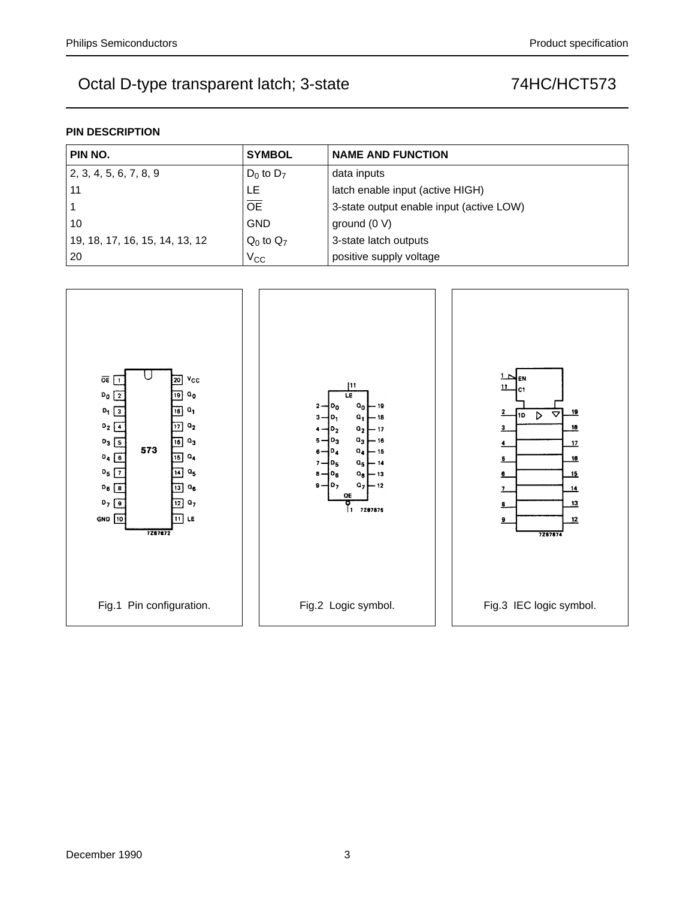# Octal D-type transparent latch; 3-state — 74HC/HCT573

## PIN DESCRIPTION

| PIN NO. | SYMBOL | NAME AND FUNCTION |
|---|---|---|
| 2, 3, 4, 5, 6, 7, 8, 9 | $D_0$ to $D_7$ | data inputs |
| 11 | LE | latch enable input (active HIGH) |
| 1 | $\overline{OE}$ | 3-state output enable input (active LOW) |
| 10 | GND | ground (0 V) |
| 19, 18, 17, 16, 15, 14, 13, 12 | $Q_0$ to $Q_7$ | 3-state latch outputs |
| 20 | $V_{CC}$ | positive supply voltage |

Fig.1 Pin configuration.

Fig.2 Logic symbol.

Fig.3 IEC logic symbol.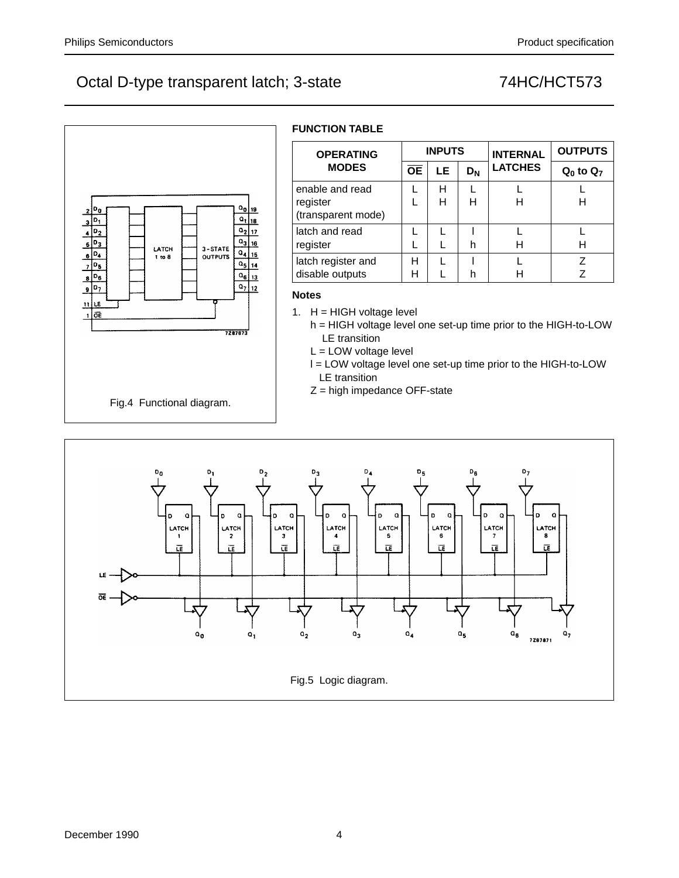Fig.4 Functional diagram.

**FUNCTION TABLE**

| OPERATING MODES | INPUTS | | | INTERNAL LATCHES | OUTPUTS |
|---|---|---|---|---|---|
| | $\overline{OE}$ | LE | $D_N$ | | $Q_0$ to $Q_7$ |
| enable and read register (transparent mode) | L<br>L | H<br>H | L<br>H | L<br>H | L<br>H |
| latch and read register | L<br>L | L<br>L | l<br>h | L<br>H | L<br>H |
| latch register and disable outputs | H<br>H | L<br>L | l<br>h | L<br>H | Z<br>Z |

**Notes**

1. H = HIGH voltage level
   h = HIGH voltage level one set-up time prior to the HIGH-to-LOW LE transition
   L = LOW voltage level
   l = LOW voltage level one set-up time prior to the HIGH-to-LOW LE transition
   Z = high impedance OFF-state

Fig.5 Logic diagram.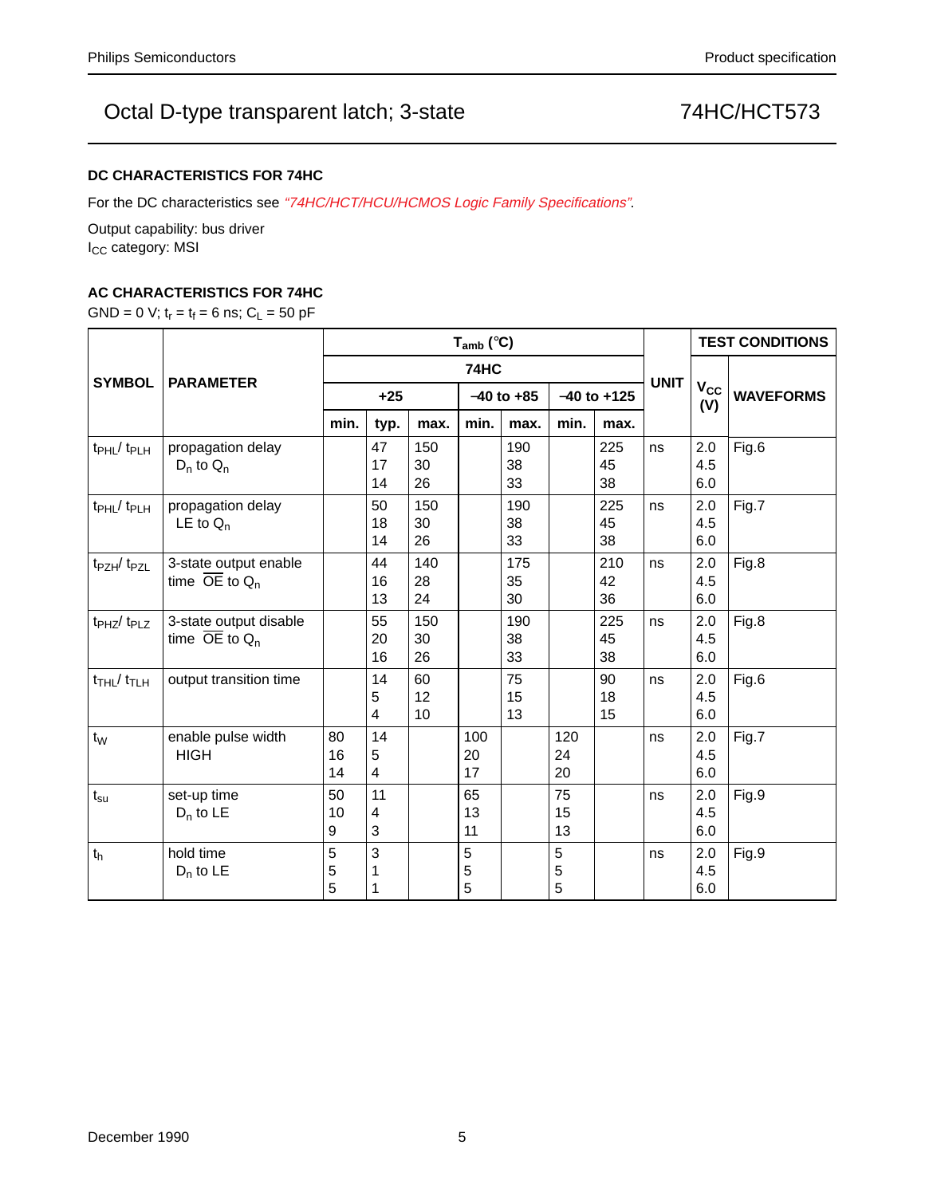## DC CHARACTERISTICS FOR 74HC

For the DC characteristics see *"74HC/HCT/HCU/HCMOS Logic Family Specifications"*.

Output capability: bus driver
$I_{CC}$ category: MSI

## AC CHARACTERISTICS FOR 74HC

GND = 0 V; $t_r = t_f = 6$ ns; $C_L = 50$ pF

| SYMBOL | PARAMETER | $T_{amb}$ (°C) | | | | | | | UNIT | TEST CONDITIONS | |
|---|---|---|---|---|---|---|---|---|---|---|---|
| | | 74HC | | | | | | | | $V_{CC}$ (V) | WAVEFORMS |
| | | +25 | | | −40 to +85 | | −40 to +125 | | | | |
| | | min. | typ. | max. | min. | max. | min. | max. | | | |
| $t_{PHL}$/ $t_{PLH}$ | propagation delay $D_n$ to $Q_n$ | | 47<br>17<br>14 | 150<br>30<br>26 | | 190<br>38<br>33 | | 225<br>45<br>38 | ns | 2.0<br>4.5<br>6.0 | Fig.6 |
| $t_{PHL}$/ $t_{PLH}$ | propagation delay LE to $Q_n$ | | 50<br>18<br>14 | 150<br>30<br>26 | | 190<br>38<br>33 | | 225<br>45<br>38 | ns | 2.0<br>4.5<br>6.0 | Fig.7 |
| $t_{PZH}$/ $t_{PZL}$ | 3-state output enable time $\overline{OE}$ to $Q_n$ | | 44<br>16<br>13 | 140<br>28<br>24 | | 175<br>35<br>30 | | 210<br>42<br>36 | ns | 2.0<br>4.5<br>6.0 | Fig.8 |
| $t_{PHZ}$/ $t_{PLZ}$ | 3-state output disable time $\overline{OE}$ to $Q_n$ | | 55<br>20<br>16 | 150<br>30<br>26 | | 190<br>38<br>33 | | 225<br>45<br>38 | ns | 2.0<br>4.5<br>6.0 | Fig.8 |
| $t_{THL}$/ $t_{TLH}$ | output transition time | | 14<br>5<br>4 | 60<br>12<br>10 | | 75<br>15<br>13 | | 90<br>18<br>15 | ns | 2.0<br>4.5<br>6.0 | Fig.6 |
| $t_W$ | enable pulse width HIGH | 80<br>16<br>14 | 14<br>5<br>4 | | 100<br>20<br>17 | | 120<br>24<br>20 | | ns | 2.0<br>4.5<br>6.0 | Fig.7 |
| $t_{su}$ | set-up time $D_n$ to LE | 50<br>10<br>9 | 11<br>4<br>3 | | 65<br>13<br>11 | | 75<br>15<br>13 | | ns | 2.0<br>4.5<br>6.0 | Fig.9 |
| $t_h$ | hold time $D_n$ to LE | 5<br>5<br>5 | 3<br>1<br>1 | | 5<br>5<br>5 | | 5<br>5<br>5 | | ns | 2.0<br>4.5<br>6.0 | Fig.9 |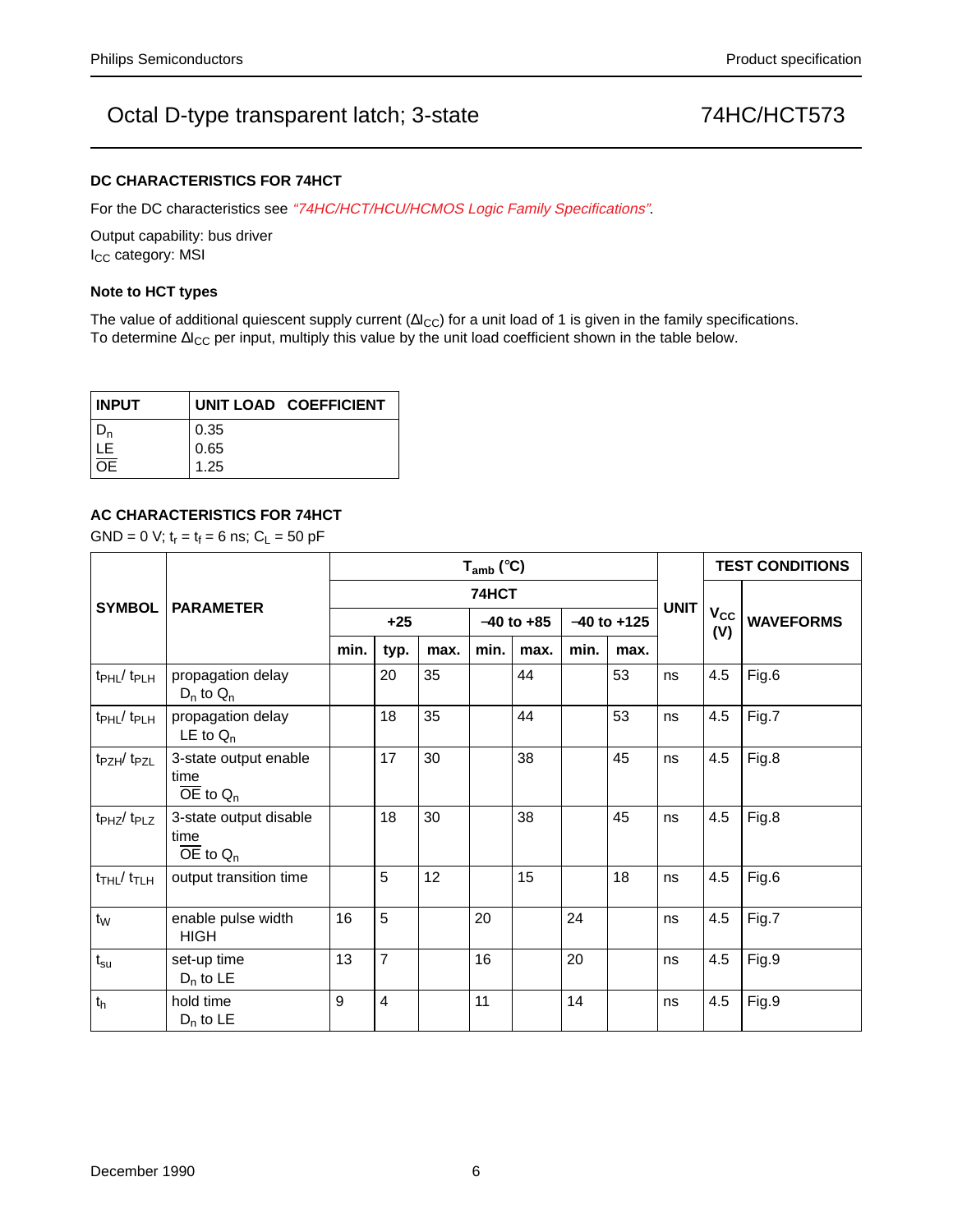## DC CHARACTERISTICS FOR 74HCT

For the DC characteristics see *"74HC/HCT/HCU/HCMOS Logic Family Specifications"*.

Output capability: bus driver
$I_{CC}$ category: MSI

### Note to HCT types

The value of additional quiescent supply current ($\Delta I_{CC}$) for a unit load of 1 is given in the family specifications.
To determine $\Delta I_{CC}$ per input, multiply this value by the unit load coefficient shown in the table below.

| INPUT | UNIT LOAD COEFFICIENT |
|---|---|
| $D_n$ | 0.35 |
| $\overline{LE}$ | 0.65 |
| $\overline{OE}$ | 1.25 |

## AC CHARACTERISTICS FOR 74HCT

GND = 0 V; $t_r = t_f = 6$ ns; $C_L = 50$ pF

| SYMBOL | PARAMETER | $T_{amb}$ (°C) | | | | | | | UNIT | TEST CONDITIONS | |
|---|---|---|---|---|---|---|---|---|---|---|---|
| | | 74HCT | | | | | | | | $V_{CC}$ (V) | WAVEFORMS |
| | | +25 | | | −40 to +85 | | −40 to +125 | | | | |
| | | min. | typ. | max. | min. | max. | min. | max. | | | |
| $t_{PHL}$/ $t_{PLH}$ | propagation delay $D_n$ to $Q_n$ | | 20 | 35 | | 44 | | 53 | ns | 4.5 | Fig.6 |
| $t_{PHL}$/ $t_{PLH}$ | propagation delay LE to $Q_n$ | | 18 | 35 | | 44 | | 53 | ns | 4.5 | Fig.7 |
| $t_{PZH}$/ $t_{PZL}$ | 3-state output enable time $\overline{OE}$ to $Q_n$ | | 17 | 30 | | 38 | | 45 | ns | 4.5 | Fig.8 |
| $t_{PHZ}$/ $t_{PLZ}$ | 3-state output disable time $\overline{OE}$ to $Q_n$ | | 18 | 30 | | 38 | | 45 | ns | 4.5 | Fig.8 |
| $t_{THL}$/ $t_{TLH}$ | output transition time | | 5 | 12 | | 15 | | 18 | ns | 4.5 | Fig.6 |
| $t_W$ | enable pulse width HIGH | 16 | 5 | | 20 | | 24 | | ns | 4.5 | Fig.7 |
| $t_{su}$ | set-up time $D_n$ to LE | 13 | 7 | | 16 | | 20 | | ns | 4.5 | Fig.9 |
| $t_h$ | hold time $D_n$ to LE | 9 | 4 | | 11 | | 14 | | ns | 4.5 | Fig.9 |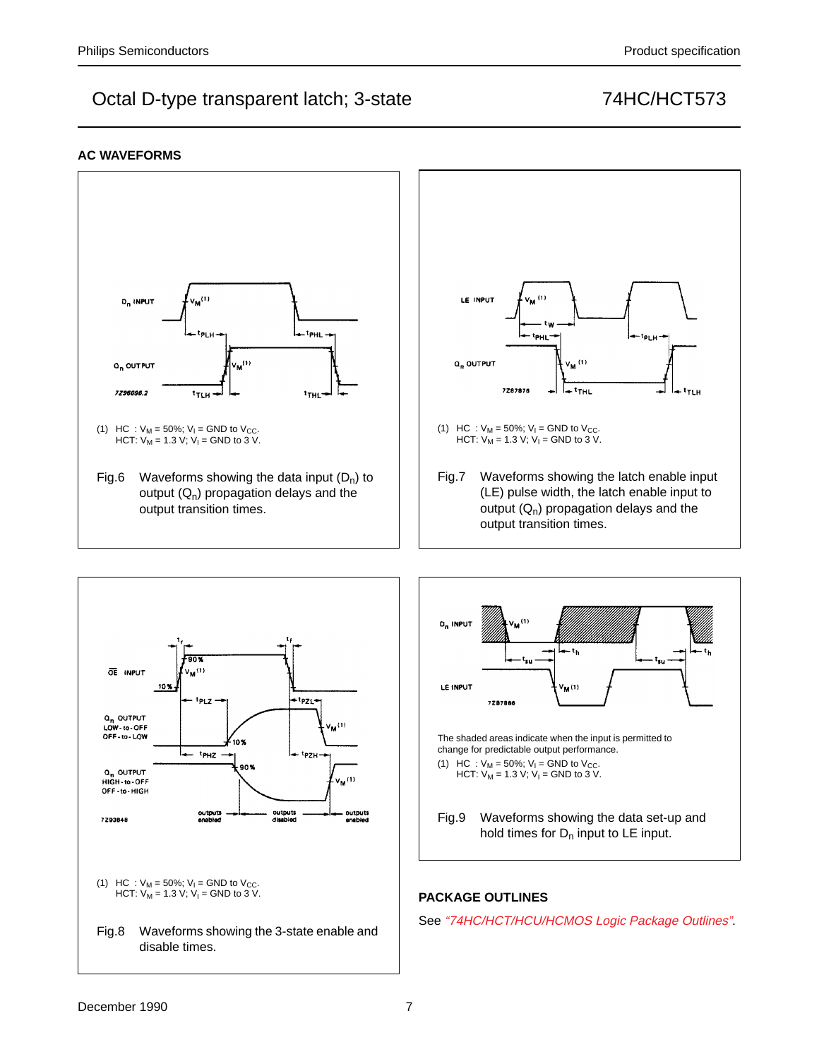## AC WAVEFORMS

$D_n$ INPUT

$V_M$ (1)

$t_{PLH}$

$t_{PHL}$

$Q_n$ OUTPUT

$V_M$ (1)

7Z96096.2

$t_{TLH}$

$t_{THL}$

(1) HC : $V_M$ = 50%; $V_I$ = GND to $V_{CC}$.
HCT: $V_M$ = 1.3 V; $V_I$ = GND to 3 V.

Fig.6 Waveforms showing the data input ($D_n$) to output ($Q_n$) propagation delays and the output transition times.

LE INPUT

$V_M$ (1)

$t_W$

$t_{PHL}$

$t_{PLH}$

$Q_n$ OUTPUT

$V_M$ (1)

7Z87876

$t_{THL}$

$t_{TLH}$

(1) HC : $V_M$ = 50%; $V_I$ = GND to $V_{CC}$.
HCT: $V_M$ = 1.3 V; $V_I$ = GND to 3 V.

Fig.7 Waveforms showing the latch enable input (LE) pulse width, the latch enable input to output ($Q_n$) propagation delays and the output transition times.

$t_r$

$t_f$

90 %

$\overline{OE}$ INPUT

$V_M$ (1)

10 %

$t_{PLZ}$

$t_{PZL}$

$Q_n$ OUTPUT
LOW-to-OFF
OFF-to-LOW

$V_M$ (1)

10 %

$t_{PHZ}$

$t_{PZH}$

90 %

$Q_n$ OUTPUT
HIGH-to-OFF
OFF-to-HIGH

$V_M$ (1)

7Z93848

outputs enabled

outputs disabled

outputs enabled

(1) HC : $V_M$ = 50%; $V_I$ = GND to $V_{CC}$.
HCT: $V_M$ = 1.3 V; $V_I$ = GND to 3 V.

Fig.8 Waveforms showing the 3-state enable and disable times.

$D_n$ INPUT

$V_M$ (1)

$t_h$

$t_{su}$

$t_{su}$

$t_h$

LE INPUT

$V_M$ (1)

7Z87886

The shaded areas indicate when the input is permitted to change for predictable output performance.

(1) HC : $V_M$ = 50%; $V_I$ = GND to $V_{CC}$.
HCT: $V_M$ = 1.3 V; $V_I$ = GND to 3 V.

Fig.9 Waveforms showing the data set-up and hold times for $D_n$ input to LE input.

## PACKAGE OUTLINES

See *"74HC/HCT/HCU/HCMOS Logic Package Outlines"*.